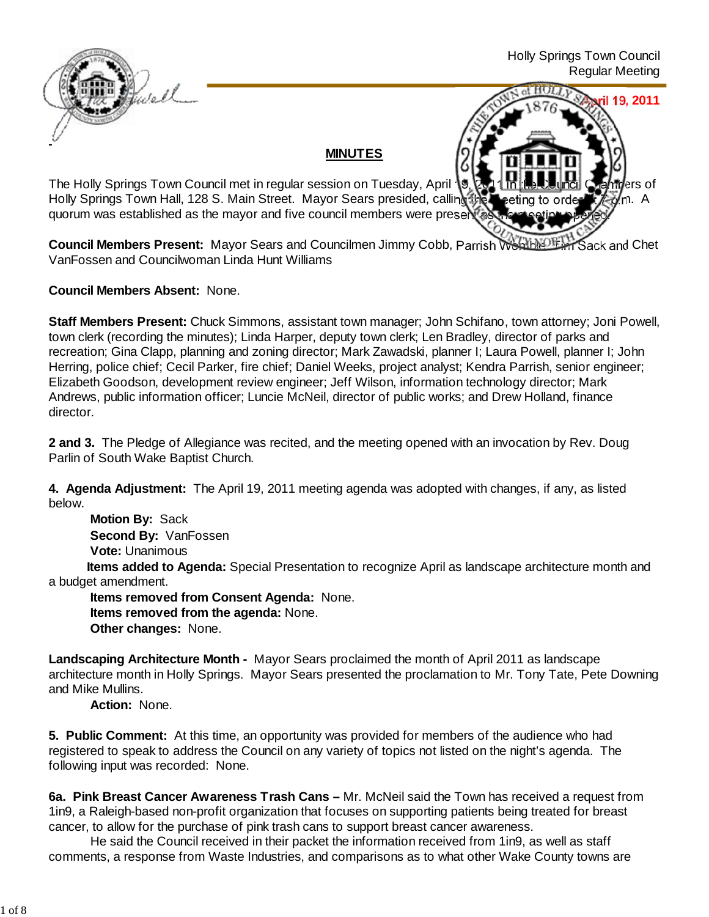Holly Springs Town Council
Regular Meeting

April 19, 2011

## MINUTES

The Holly Springs Town Council met in regular session on Tuesday, April 19, 2011 in the Council Chambers of Holly Springs Town Hall, 128 S. Main Street. Mayor Sears presided, calling the meeting to order at 7 p.m. A quorum was established as the mayor and five council members were present as the meeting opened.

**Council Members Present:** Mayor Sears and Councilmen Jimmy Cobb, Parrish Womble, Tim Sack and Chet VanFossen and Councilwoman Linda Hunt Williams

**Council Members Absent:** None.

**Staff Members Present:** Chuck Simmons, assistant town manager; John Schifano, town attorney; Joni Powell, town clerk (recording the minutes); Linda Harper, deputy town clerk; Len Bradley, director of parks and recreation; Gina Clapp, planning and zoning director; Mark Zawadski, planner I; Laura Powell, planner I; John Herring, police chief; Cecil Parker, fire chief; Daniel Weeks, project analyst; Kendra Parrish, senior engineer; Elizabeth Goodson, development review engineer; Jeff Wilson, information technology director; Mark Andrews, public information officer; Luncie McNeil, director of public works; and Drew Holland, finance director.

**2 and 3.** The Pledge of Allegiance was recited, and the meeting opened with an invocation by Rev. Doug Parlin of South Wake Baptist Church.

**4. Agenda Adjustment:** The April 19, 2011 meeting agenda was adopted with changes, if any, as listed below.

**Motion By:** Sack
**Second By:** VanFossen
**Vote:** Unanimous
**Items added to Agenda:** Special Presentation to recognize April as landscape architecture month and a budget amendment.
**Items removed from Consent Agenda:** None.
**Items removed from the agenda:** None.
**Other changes:** None.

**Landscaping Architecture Month -** Mayor Sears proclaimed the month of April 2011 as landscape architecture month in Holly Springs. Mayor Sears presented the proclamation to Mr. Tony Tate, Pete Downing and Mike Mullins.

**Action:** None.

**5. Public Comment:** At this time, an opportunity was provided for members of the audience who had registered to speak to address the Council on any variety of topics not listed on the night's agenda. The following input was recorded: None.

**6a. Pink Breast Cancer Awareness Trash Cans –** Mr. McNeil said the Town has received a request from 1in9, a Raleigh-based non-profit organization that focuses on supporting patients being treated for breast cancer, to allow for the purchase of pink trash cans to support breast cancer awareness.

He said the Council received in their packet the information received from 1in9, as well as staff comments, a response from Waste Industries, and comparisons as to what other Wake County towns are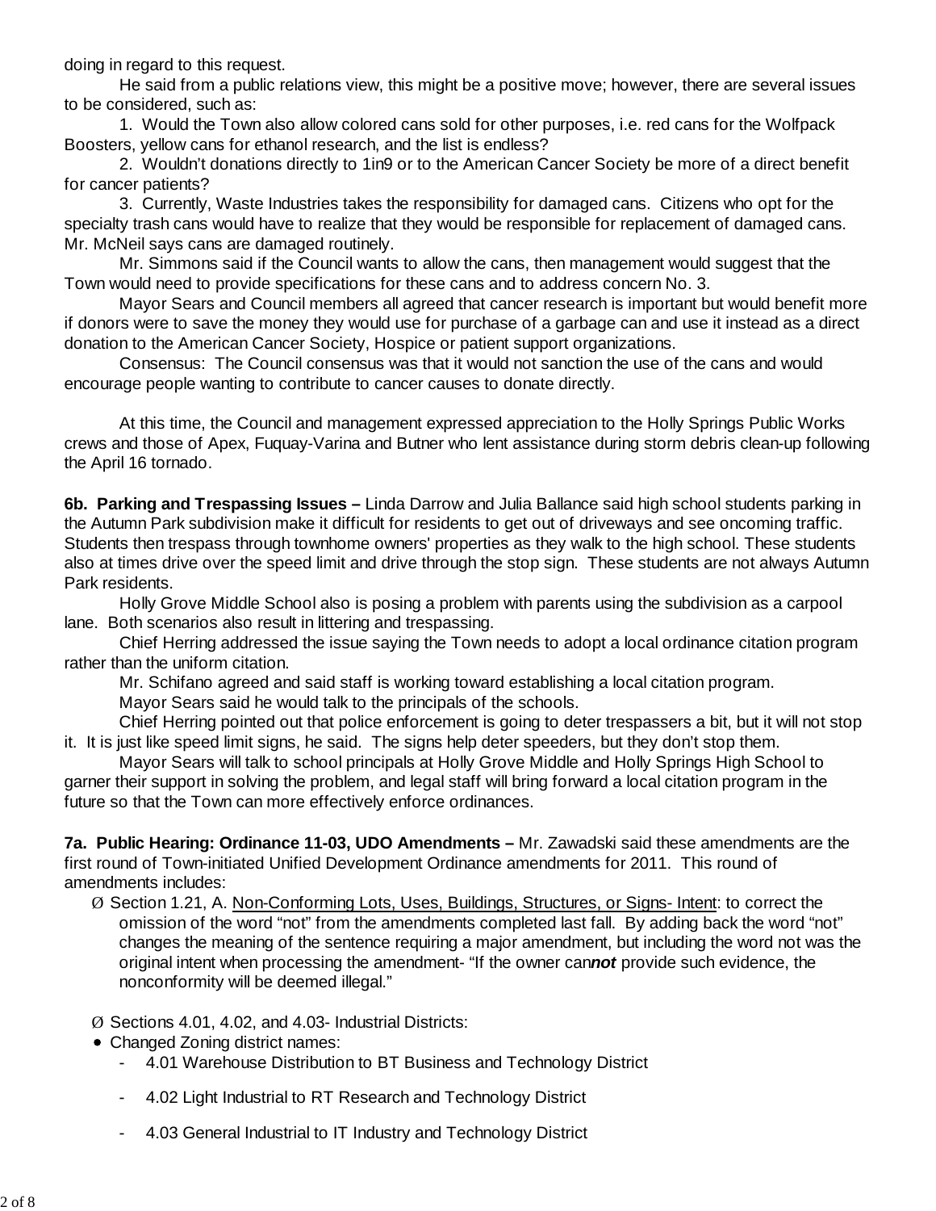doing in regard to this request.

He said from a public relations view, this might be a positive move; however, there are several issues to be considered, such as:

1. Would the Town also allow colored cans sold for other purposes, i.e. red cans for the Wolfpack Boosters, yellow cans for ethanol research, and the list is endless?

2. Wouldn't donations directly to 1in9 or to the American Cancer Society be more of a direct benefit for cancer patients?

3. Currently, Waste Industries takes the responsibility for damaged cans. Citizens who opt for the specialty trash cans would have to realize that they would be responsible for replacement of damaged cans. Mr. McNeil says cans are damaged routinely.

Mr. Simmons said if the Council wants to allow the cans, then management would suggest that the Town would need to provide specifications for these cans and to address concern No. 3.

Mayor Sears and Council members all agreed that cancer research is important but would benefit more if donors were to save the money they would use for purchase of a garbage can and use it instead as a direct donation to the American Cancer Society, Hospice or patient support organizations.

Consensus: The Council consensus was that it would not sanction the use of the cans and would encourage people wanting to contribute to cancer causes to donate directly.

At this time, the Council and management expressed appreciation to the Holly Springs Public Works crews and those of Apex, Fuquay-Varina and Butner who lent assistance during storm debris clean-up following the April 16 tornado.

**6b. Parking and Trespassing Issues –** Linda Darrow and Julia Ballance said high school students parking in the Autumn Park subdivision make it difficult for residents to get out of driveways and see oncoming traffic. Students then trespass through townhome owners' properties as they walk to the high school. These students also at times drive over the speed limit and drive through the stop sign. These students are not always Autumn Park residents.

Holly Grove Middle School also is posing a problem with parents using the subdivision as a carpool lane. Both scenarios also result in littering and trespassing.

Chief Herring addressed the issue saying the Town needs to adopt a local ordinance citation program rather than the uniform citation.

Mr. Schifano agreed and said staff is working toward establishing a local citation program.

Mayor Sears said he would talk to the principals of the schools.

Chief Herring pointed out that police enforcement is going to deter trespassers a bit, but it will not stop it. It is just like speed limit signs, he said. The signs help deter speeders, but they don't stop them.

Mayor Sears will talk to school principals at Holly Grove Middle and Holly Springs High School to garner their support in solving the problem, and legal staff will bring forward a local citation program in the future so that the Town can more effectively enforce ordinances.

**7a. Public Hearing: Ordinance 11-03, UDO Amendments –** Mr. Zawadski said these amendments are the first round of Town-initiated Unified Development Ordinance amendments for 2011. This round of amendments includes:

- Ø Section 1.21, A. Non-Conforming Lots, Uses, Buildings, Structures, or Signs- Intent: to correct the omission of the word "not" from the amendments completed last fall. By adding back the word "not" changes the meaning of the sentence requiring a major amendment, but including the word not was the original intent when processing the amendment- "If the owner can***not*** provide such evidence, the nonconformity will be deemed illegal."

- Ø Sections 4.01, 4.02, and 4.03- Industrial Districts:
- Changed Zoning district names:
  - 4.01 Warehouse Distribution to BT Business and Technology District
  - 4.02 Light Industrial to RT Research and Technology District
  - 4.03 General Industrial to IT Industry and Technology District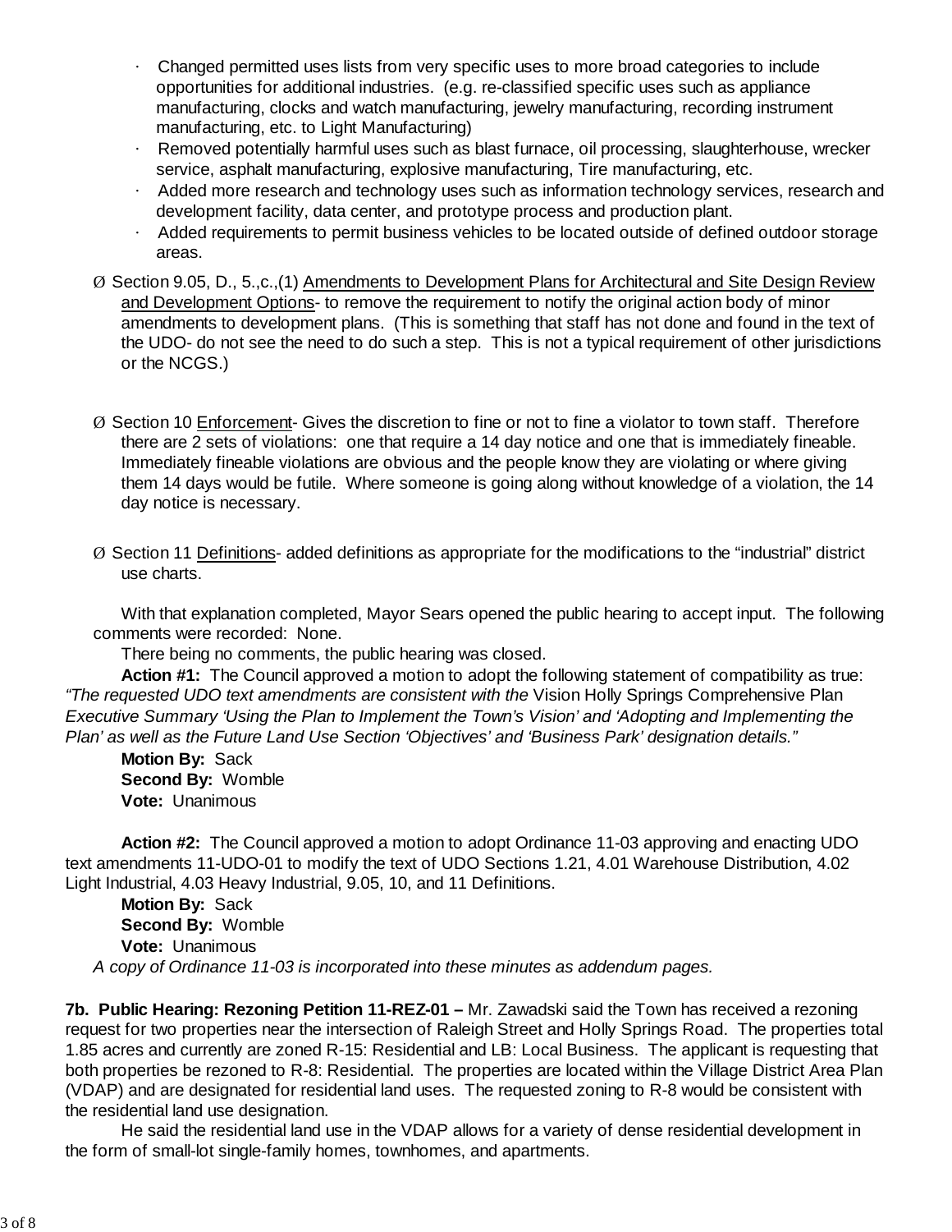- Changed permitted uses lists from very specific uses to more broad categories to include opportunities for additional industries. (e.g. re-classified specific uses such as appliance manufacturing, clocks and watch manufacturing, jewelry manufacturing, recording instrument manufacturing, etc. to Light Manufacturing)
- Removed potentially harmful uses such as blast furnace, oil processing, slaughterhouse, wrecker service, asphalt manufacturing, explosive manufacturing, Tire manufacturing, etc.
- Added more research and technology uses such as information technology services, research and development facility, data center, and prototype process and production plant.
- Added requirements to permit business vehicles to be located outside of defined outdoor storage areas.

Ø Section 9.05, D., 5.,c.,(1) Amendments to Development Plans for Architectural and Site Design Review and Development Options- to remove the requirement to notify the original action body of minor amendments to development plans. (This is something that staff has not done and found in the text of the UDO- do not see the need to do such a step. This is not a typical requirement of other jurisdictions or the NCGS.)

Ø Section 10 Enforcement- Gives the discretion to fine or not to fine a violator to town staff. Therefore there are 2 sets of violations: one that require a 14 day notice and one that is immediately fineable. Immediately fineable violations are obvious and the people know they are violating or where giving them 14 days would be futile. Where someone is going along without knowledge of a violation, the 14 day notice is necessary.

Ø Section 11 Definitions- added definitions as appropriate for the modifications to the "industrial" district use charts.

With that explanation completed, Mayor Sears opened the public hearing to accept input. The following comments were recorded: None.

There being no comments, the public hearing was closed.

**Action #1:** The Council approved a motion to adopt the following statement of compatibility as true: *"The requested UDO text amendments are consistent with the* Vision Holly Springs Comprehensive Plan *Executive Summary 'Using the Plan to Implement the Town's Vision' and 'Adopting and Implementing the Plan' as well as the Future Land Use Section 'Objectives' and 'Business Park' designation details."*

**Motion By:** Sack
**Second By:** Womble
**Vote:** Unanimous

**Action #2:** The Council approved a motion to adopt Ordinance 11-03 approving and enacting UDO text amendments 11-UDO-01 to modify the text of UDO Sections 1.21, 4.01 Warehouse Distribution, 4.02 Light Industrial, 4.03 Heavy Industrial, 9.05, 10, and 11 Definitions.

**Motion By:** Sack
**Second By:** Womble
**Vote:** Unanimous

*A copy of Ordinance 11-03 is incorporated into these minutes as addendum pages.*

**7b. Public Hearing: Rezoning Petition 11-REZ-01 –** Mr. Zawadski said the Town has received a rezoning request for two properties near the intersection of Raleigh Street and Holly Springs Road. The properties total 1.85 acres and currently are zoned R-15: Residential and LB: Local Business. The applicant is requesting that both properties be rezoned to R-8: Residential. The properties are located within the Village District Area Plan (VDAP) and are designated for residential land uses. The requested zoning to R-8 would be consistent with the residential land use designation.

He said the residential land use in the VDAP allows for a variety of dense residential development in the form of small-lot single-family homes, townhomes, and apartments.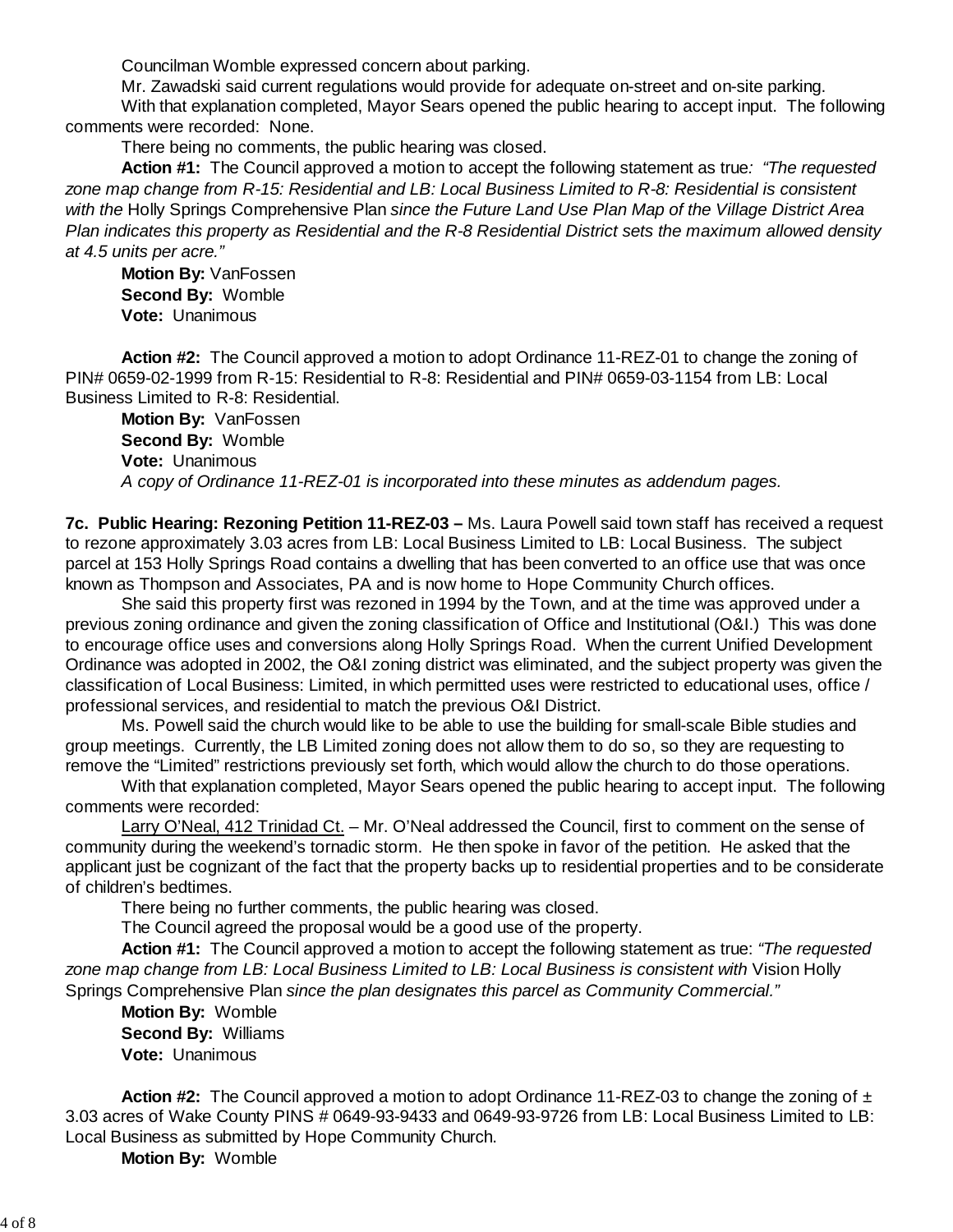Councilman Womble expressed concern about parking.

Mr. Zawadski said current regulations would provide for adequate on-street and on-site parking.

With that explanation completed, Mayor Sears opened the public hearing to accept input. The following comments were recorded: None.

There being no comments, the public hearing was closed.

**Action #1:** The Council approved a motion to accept the following statement as true*: "The requested zone map change from R-15: Residential and LB: Local Business Limited to R-8: Residential is consistent with the* Holly Springs Comprehensive Plan *since the Future Land Use Plan Map of the Village District Area Plan indicates this property as Residential and the R-8 Residential District sets the maximum allowed density at 4.5 units per acre."*

**Motion By:** VanFossen
**Second By:** Womble
**Vote:** Unanimous

**Action #2:** The Council approved a motion to adopt Ordinance 11-REZ-01 to change the zoning of PIN# 0659-02-1999 from R-15: Residential to R-8: Residential and PIN# 0659-03-1154 from LB: Local Business Limited to R-8: Residential.

**Motion By:** VanFossen
**Second By:** Womble
**Vote:** Unanimous
*A copy of Ordinance 11-REZ-01 is incorporated into these minutes as addendum pages.*

**7c. Public Hearing: Rezoning Petition 11-REZ-03 –** Ms. Laura Powell said town staff has received a request to rezone approximately 3.03 acres from LB: Local Business Limited to LB: Local Business. The subject parcel at 153 Holly Springs Road contains a dwelling that has been converted to an office use that was once known as Thompson and Associates, PA and is now home to Hope Community Church offices.

She said this property first was rezoned in 1994 by the Town, and at the time was approved under a previous zoning ordinance and given the zoning classification of Office and Institutional (O&I.) This was done to encourage office uses and conversions along Holly Springs Road. When the current Unified Development Ordinance was adopted in 2002, the O&I zoning district was eliminated, and the subject property was given the classification of Local Business: Limited, in which permitted uses were restricted to educational uses, office / professional services, and residential to match the previous O&I District.

Ms. Powell said the church would like to be able to use the building for small-scale Bible studies and group meetings. Currently, the LB Limited zoning does not allow them to do so, so they are requesting to remove the "Limited" restrictions previously set forth, which would allow the church to do those operations.

With that explanation completed, Mayor Sears opened the public hearing to accept input. The following comments were recorded:

Larry O'Neal, 412 Trinidad Ct. – Mr. O'Neal addressed the Council, first to comment on the sense of community during the weekend's tornadic storm. He then spoke in favor of the petition. He asked that the applicant just be cognizant of the fact that the property backs up to residential properties and to be considerate of children's bedtimes.

There being no further comments, the public hearing was closed.

The Council agreed the proposal would be a good use of the property.

**Action #1:** The Council approved a motion to accept the following statement as true: *"The requested zone map change from LB: Local Business Limited to LB: Local Business is consistent with* Vision Holly Springs Comprehensive Plan *since the plan designates this parcel as Community Commercial."*

**Motion By:** Womble
**Second By:** Williams
**Vote:** Unanimous

**Action #2:** The Council approved a motion to adopt Ordinance 11-REZ-03 to change the zoning of ± 3.03 acres of Wake County PINS # 0649-93-9433 and 0649-93-9726 from LB: Local Business Limited to LB: Local Business as submitted by Hope Community Church.

**Motion By:** Womble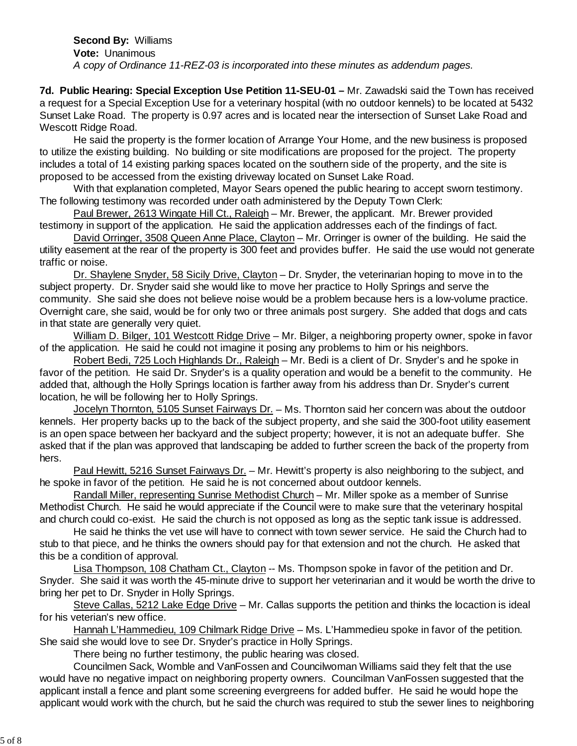**Second By:** Williams
**Vote:** Unanimous
*A copy of Ordinance 11-REZ-03 is incorporated into these minutes as addendum pages.*

**7d. Public Hearing: Special Exception Use Petition 11-SEU-01 –** Mr. Zawadski said the Town has received a request for a Special Exception Use for a veterinary hospital (with no outdoor kennels) to be located at 5432 Sunset Lake Road. The property is 0.97 acres and is located near the intersection of Sunset Lake Road and Wescott Ridge Road.

He said the property is the former location of Arrange Your Home, and the new business is proposed to utilize the existing building. No building or site modifications are proposed for the project. The property includes a total of 14 existing parking spaces located on the southern side of the property, and the site is proposed to be accessed from the existing driveway located on Sunset Lake Road.

With that explanation completed, Mayor Sears opened the public hearing to accept sworn testimony. The following testimony was recorded under oath administered by the Deputy Town Clerk:

Paul Brewer, 2613 Wingate Hill Ct., Raleigh – Mr. Brewer, the applicant. Mr. Brewer provided testimony in support of the application. He said the application addresses each of the findings of fact.

David Orringer, 3508 Queen Anne Place, Clayton – Mr. Orringer is owner of the building. He said the utility easement at the rear of the property is 300 feet and provides buffer. He said the use would not generate traffic or noise.

Dr. Shaylene Snyder, 58 Sicily Drive, Clayton – Dr. Snyder, the veterinarian hoping to move in to the subject property. Dr. Snyder said she would like to move her practice to Holly Springs and serve the community. She said she does not believe noise would be a problem because hers is a low-volume practice. Overnight care, she said, would be for only two or three animals post surgery. She added that dogs and cats in that state are generally very quiet.

William D. Bilger, 101 Westcott Ridge Drive – Mr. Bilger, a neighboring property owner, spoke in favor of the application. He said he could not imagine it posing any problems to him or his neighbors.

Robert Bedi, 725 Loch Highlands Dr., Raleigh – Mr. Bedi is a client of Dr. Snyder's and he spoke in favor of the petition. He said Dr. Snyder's is a quality operation and would be a benefit to the community. He added that, although the Holly Springs location is farther away from his address than Dr. Snyder's current location, he will be following her to Holly Springs.

Jocelyn Thornton, 5105 Sunset Fairways Dr. – Ms. Thornton said her concern was about the outdoor kennels. Her property backs up to the back of the subject property, and she said the 300-foot utility easement is an open space between her backyard and the subject property; however, it is not an adequate buffer. She asked that if the plan was approved that landscaping be added to further screen the back of the property from hers.

Paul Hewitt, 5216 Sunset Fairways Dr. – Mr. Hewitt's property is also neighboring to the subject, and he spoke in favor of the petition. He said he is not concerned about outdoor kennels.

Randall Miller, representing Sunrise Methodist Church – Mr. Miller spoke as a member of Sunrise Methodist Church. He said he would appreciate if the Council were to make sure that the veterinary hospital and church could co-exist. He said the church is not opposed as long as the septic tank issue is addressed.

He said he thinks the vet use will have to connect with town sewer service. He said the Church had to stub to that piece, and he thinks the owners should pay for that extension and not the church. He asked that this be a condition of approval.

Lisa Thompson, 108 Chatham Ct., Clayton -- Ms. Thompson spoke in favor of the petition and Dr. Snyder. She said it was worth the 45-minute drive to support her veterinarian and it would be worth the drive to bring her pet to Dr. Snyder in Holly Springs.

Steve Callas, 5212 Lake Edge Drive – Mr. Callas supports the petition and thinks the locaction is ideal for his veterian's new office.

Hannah L'Hammedieu, 109 Chilmark Ridge Drive – Ms. L'Hammedieu spoke in favor of the petition. She said she would love to see Dr. Snyder's practice in Holly Springs.

There being no further testimony, the public hearing was closed.

Councilmen Sack, Womble and VanFossen and Councilwoman Williams said they felt that the use would have no negative impact on neighboring property owners. Councilman VanFossen suggested that the applicant install a fence and plant some screening evergreens for added buffer. He said he would hope the applicant would work with the church, but he said the church was required to stub the sewer lines to neighboring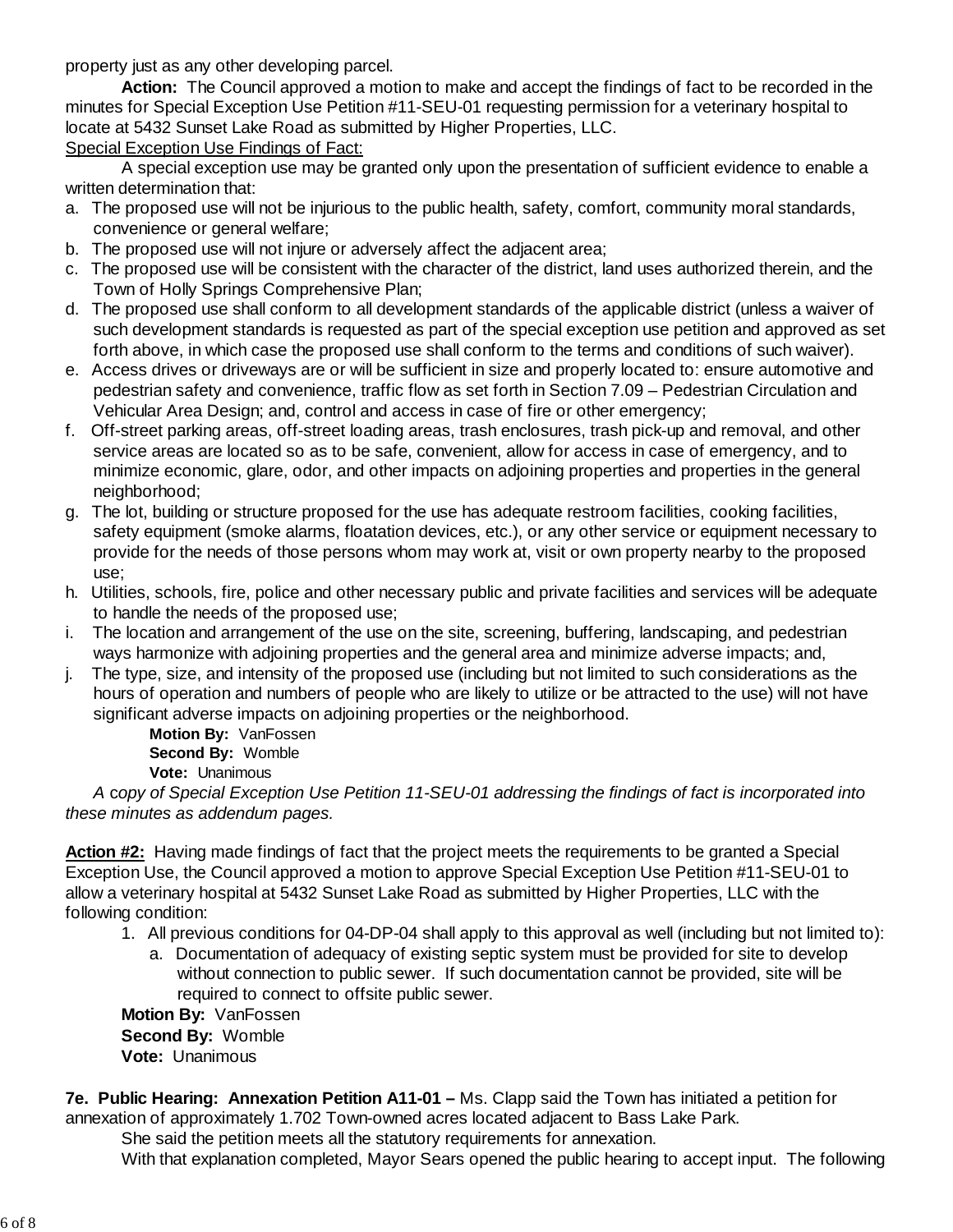property just as any other developing parcel.

**Action:** The Council approved a motion to make and accept the findings of fact to be recorded in the minutes for Special Exception Use Petition #11-SEU-01 requesting permission for a veterinary hospital to locate at 5432 Sunset Lake Road as submitted by Higher Properties, LLC.

Special Exception Use Findings of Fact:

A special exception use may be granted only upon the presentation of sufficient evidence to enable a written determination that:

a. The proposed use will not be injurious to the public health, safety, comfort, community moral standards, convenience or general welfare;
b. The proposed use will not injure or adversely affect the adjacent area;
c. The proposed use will be consistent with the character of the district, land uses authorized therein, and the Town of Holly Springs Comprehensive Plan;
d. The proposed use shall conform to all development standards of the applicable district (unless a waiver of such development standards is requested as part of the special exception use petition and approved as set forth above, in which case the proposed use shall conform to the terms and conditions of such waiver).
e. Access drives or driveways are or will be sufficient in size and properly located to: ensure automotive and pedestrian safety and convenience, traffic flow as set forth in Section 7.09 – Pedestrian Circulation and Vehicular Area Design; and, control and access in case of fire or other emergency;
f. Off-street parking areas, off-street loading areas, trash enclosures, trash pick-up and removal, and other service areas are located so as to be safe, convenient, allow for access in case of emergency, and to minimize economic, glare, odor, and other impacts on adjoining properties and properties in the general neighborhood;
g. The lot, building or structure proposed for the use has adequate restroom facilities, cooking facilities, safety equipment (smoke alarms, floatation devices, etc.), or any other service or equipment necessary to provide for the needs of those persons whom may work at, visit or own property nearby to the proposed use;
h. Utilities, schools, fire, police and other necessary public and private facilities and services will be adequate to handle the needs of the proposed use;
i. The location and arrangement of the use on the site, screening, buffering, landscaping, and pedestrian ways harmonize with adjoining properties and the general area and minimize adverse impacts; and,
j. The type, size, and intensity of the proposed use (including but not limited to such considerations as the hours of operation and numbers of people who are likely to utilize or be attracted to the use) will not have significant adverse impacts on adjoining properties or the neighborhood.

**Motion By:** VanFossen
**Second By:** Womble
**Vote:** Unanimous

*A copy of Special Exception Use Petition 11-SEU-01 addressing the findings of fact is incorporated into these minutes as addendum pages.*

**Action #2:** Having made findings of fact that the project meets the requirements to be granted a Special Exception Use, the Council approved a motion to approve Special Exception Use Petition #11-SEU-01 to allow a veterinary hospital at 5432 Sunset Lake Road as submitted by Higher Properties, LLC with the following condition:

1. All previous conditions for 04-DP-04 shall apply to this approval as well (including but not limited to):
   a. Documentation of adequacy of existing septic system must be provided for site to develop without connection to public sewer. If such documentation cannot be provided, site will be required to connect to offsite public sewer.

**Motion By:** VanFossen
**Second By:** Womble
**Vote:** Unanimous

**7e. Public Hearing: Annexation Petition A11-01 –** Ms. Clapp said the Town has initiated a petition for annexation of approximately 1.702 Town-owned acres located adjacent to Bass Lake Park.

She said the petition meets all the statutory requirements for annexation.

With that explanation completed, Mayor Sears opened the public hearing to accept input. The following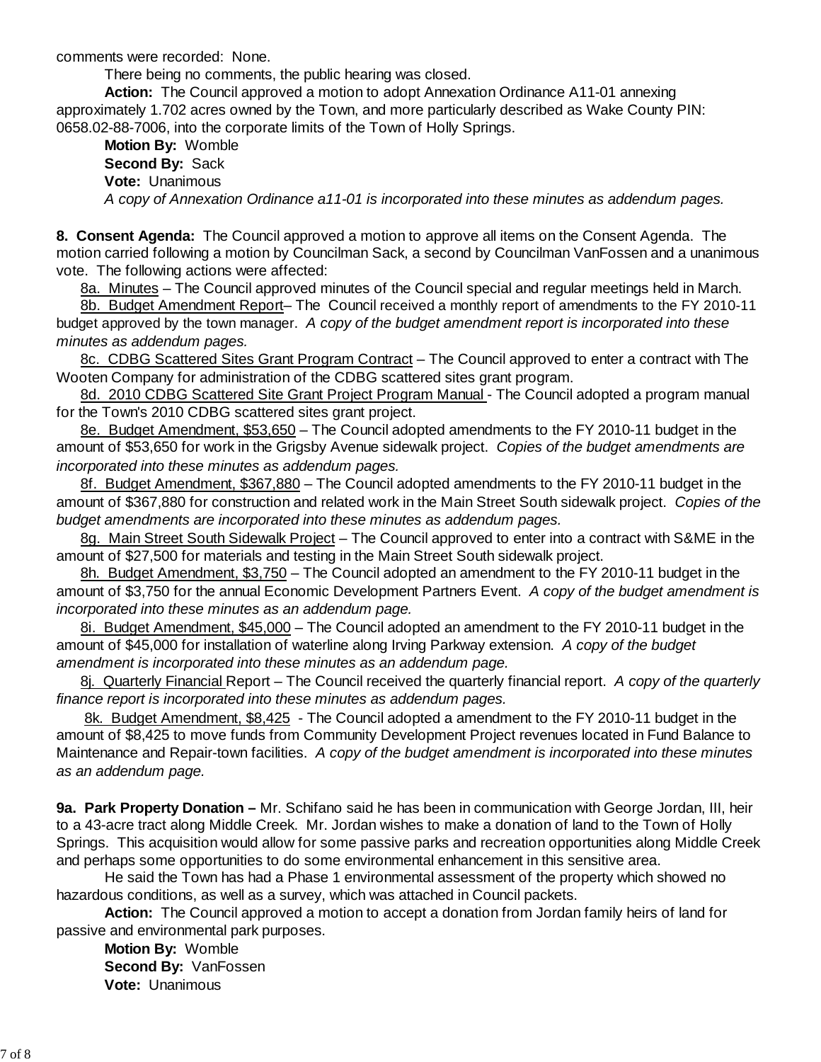comments were recorded: None.

There being no comments, the public hearing was closed.

**Action:** The Council approved a motion to adopt Annexation Ordinance A11-01 annexing approximately 1.702 acres owned by the Town, and more particularly described as Wake County PIN: 0658.02-88-7006, into the corporate limits of the Town of Holly Springs.

**Motion By:** Womble
**Second By:** Sack
**Vote:** Unanimous
*A copy of Annexation Ordinance a11-01 is incorporated into these minutes as addendum pages.*

**8. Consent Agenda:** The Council approved a motion to approve all items on the Consent Agenda. The motion carried following a motion by Councilman Sack, a second by Councilman VanFossen and a unanimous vote. The following actions were affected:

8a. Minutes – The Council approved minutes of the Council special and regular meetings held in March.

8b. Budget Amendment Report– The Council received a monthly report of amendments to the FY 2010-11 budget approved by the town manager. *A copy of the budget amendment report is incorporated into these minutes as addendum pages.*

8c. CDBG Scattered Sites Grant Program Contract – The Council approved to enter a contract with The Wooten Company for administration of the CDBG scattered sites grant program.

8d. 2010 CDBG Scattered Site Grant Project Program Manual - The Council adopted a program manual for the Town's 2010 CDBG scattered sites grant project.

8e. Budget Amendment, $53,650 – The Council adopted amendments to the FY 2010-11 budget in the amount of $53,650 for work in the Grigsby Avenue sidewalk project. *Copies of the budget amendments are incorporated into these minutes as addendum pages.*

8f. Budget Amendment, $367,880 – The Council adopted amendments to the FY 2010-11 budget in the amount of $367,880 for construction and related work in the Main Street South sidewalk project. *Copies of the budget amendments are incorporated into these minutes as addendum pages.*

8g. Main Street South Sidewalk Project – The Council approved to enter into a contract with S&ME in the amount of $27,500 for materials and testing in the Main Street South sidewalk project.

8h. Budget Amendment, $3,750 – The Council adopted an amendment to the FY 2010-11 budget in the amount of $3,750 for the annual Economic Development Partners Event. *A copy of the budget amendment is incorporated into these minutes as an addendum page.*

8i. Budget Amendment, $45,000 – The Council adopted an amendment to the FY 2010-11 budget in the amount of $45,000 for installation of waterline along Irving Parkway extension. *A copy of the budget amendment is incorporated into these minutes as an addendum page.*

8j. Quarterly Financial Report – The Council received the quarterly financial report. *A copy of the quarterly finance report is incorporated into these minutes as addendum pages.*

8k. Budget Amendment, $8,425 - The Council adopted a amendment to the FY 2010-11 budget in the amount of $8,425 to move funds from Community Development Project revenues located in Fund Balance to Maintenance and Repair-town facilities. *A copy of the budget amendment is incorporated into these minutes as an addendum page.*

**9a. Park Property Donation –** Mr. Schifano said he has been in communication with George Jordan, III, heir to a 43-acre tract along Middle Creek. Mr. Jordan wishes to make a donation of land to the Town of Holly Springs. This acquisition would allow for some passive parks and recreation opportunities along Middle Creek and perhaps some opportunities to do some environmental enhancement in this sensitive area.

He said the Town has had a Phase 1 environmental assessment of the property which showed no hazardous conditions, as well as a survey, which was attached in Council packets.

**Action:** The Council approved a motion to accept a donation from Jordan family heirs of land for passive and environmental park purposes.

**Motion By:** Womble
**Second By:** VanFossen
**Vote:** Unanimous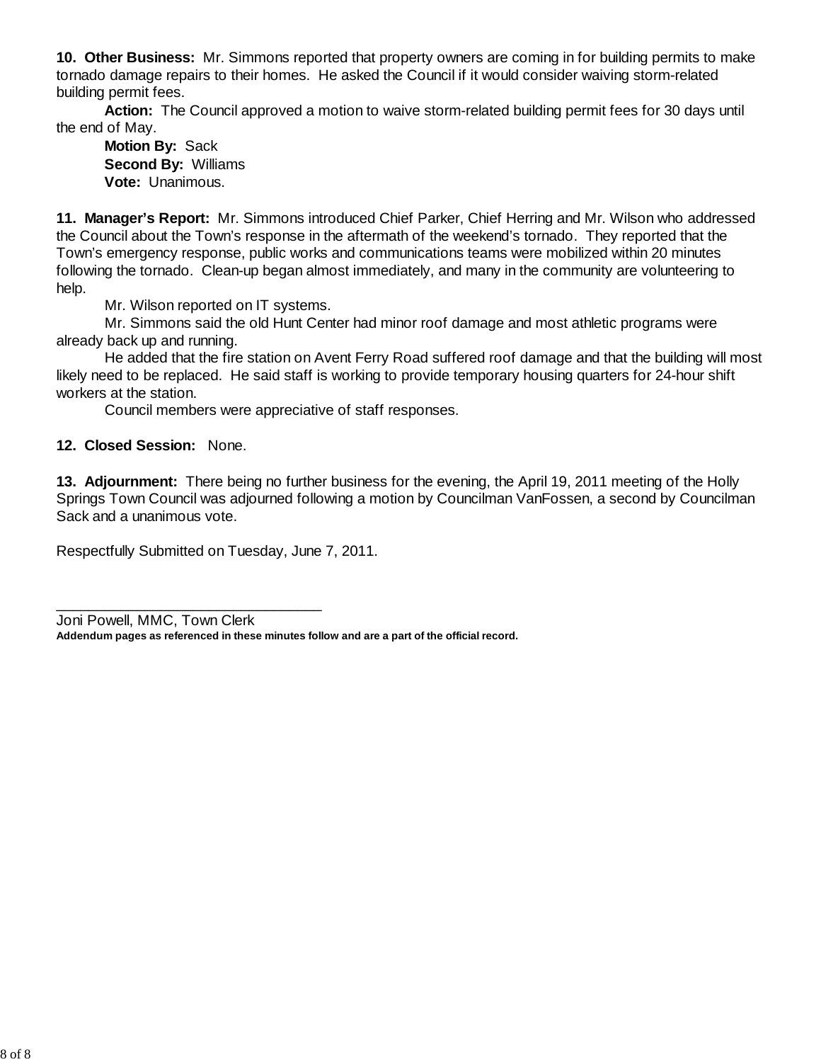**10. Other Business:** Mr. Simmons reported that property owners are coming in for building permits to make tornado damage repairs to their homes. He asked the Council if it would consider waiving storm-related building permit fees.

**Action:** The Council approved a motion to waive storm-related building permit fees for 30 days until the end of May.

**Motion By:** Sack
**Second By:** Williams
**Vote:** Unanimous.

**11. Manager's Report:** Mr. Simmons introduced Chief Parker, Chief Herring and Mr. Wilson who addressed the Council about the Town's response in the aftermath of the weekend's tornado. They reported that the Town's emergency response, public works and communications teams were mobilized within 20 minutes following the tornado. Clean-up began almost immediately, and many in the community are volunteering to help.

Mr. Wilson reported on IT systems.

Mr. Simmons said the old Hunt Center had minor roof damage and most athletic programs were already back up and running.

He added that the fire station on Avent Ferry Road suffered roof damage and that the building will most likely need to be replaced. He said staff is working to provide temporary housing quarters for 24-hour shift workers at the station.

Council members were appreciative of staff responses.

**12. Closed Session:** None.

**13. Adjournment:** There being no further business for the evening, the April 19, 2011 meeting of the Holly Springs Town Council was adjourned following a motion by Councilman VanFossen, a second by Councilman Sack and a unanimous vote.

Respectfully Submitted on Tuesday, June 7, 2011.

_________________________________
Joni Powell, MMC, Town Clerk

**Addendum pages as referenced in these minutes follow and are a part of the official record.**